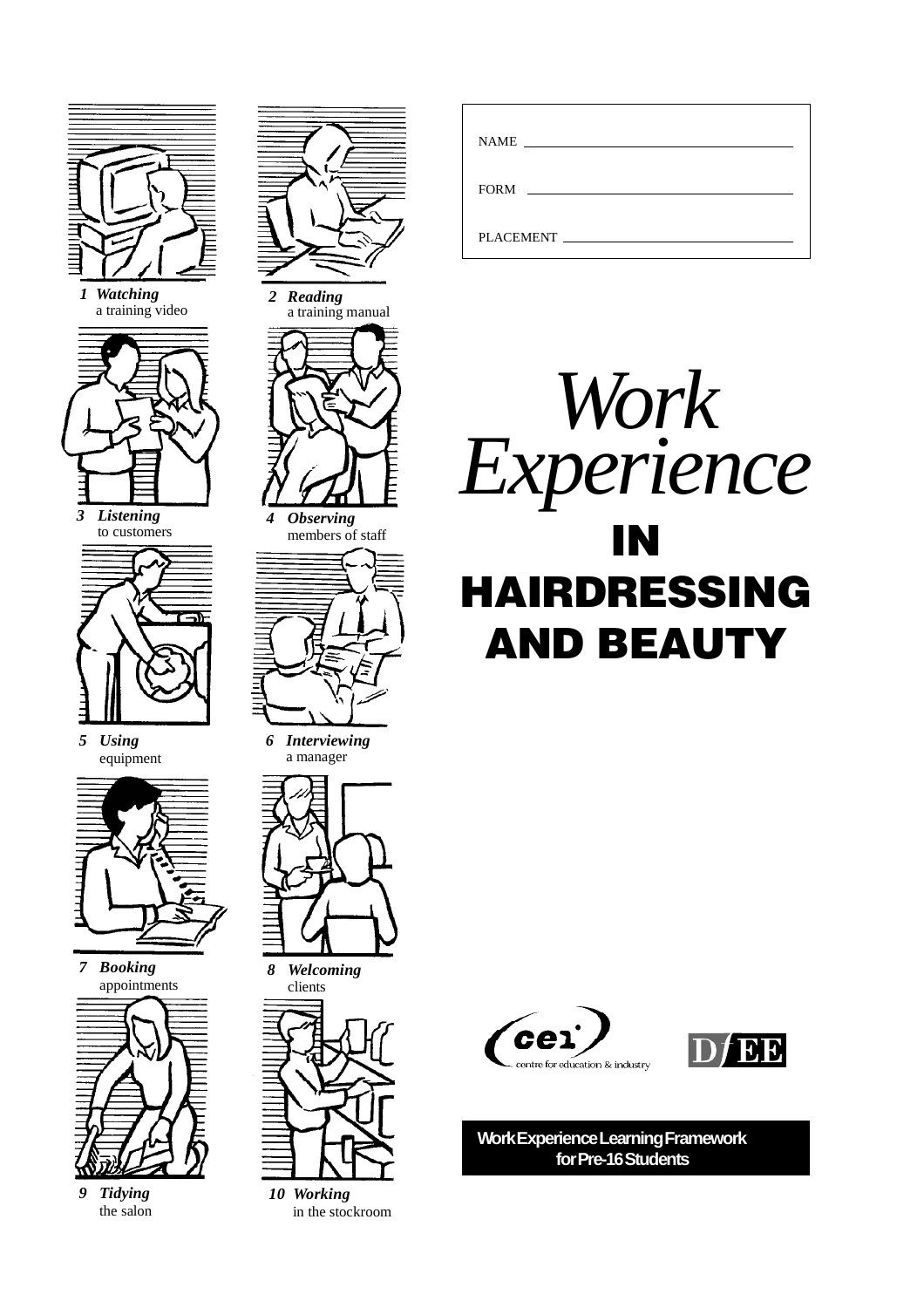NAME ______________________________

FORM ______________________________

PLACEMENT __________________________

# *Work Experience*

# IN HAIRDRESSING AND BEAUTY

1 ***Watching*** a training video

2 ***Reading*** a training manual

3 ***Listening*** to customers

4 ***Observing*** members of staff

5 ***Using*** equipment

6 ***Interviewing*** a manager

7 ***Booking*** appointments

8 ***Welcoming*** clients

9 ***Tidying*** the salon

10 ***Working*** in the stockroom

cei centre for education & industry

DfEE

**Work Experience Learning Framework for Pre-16 Students**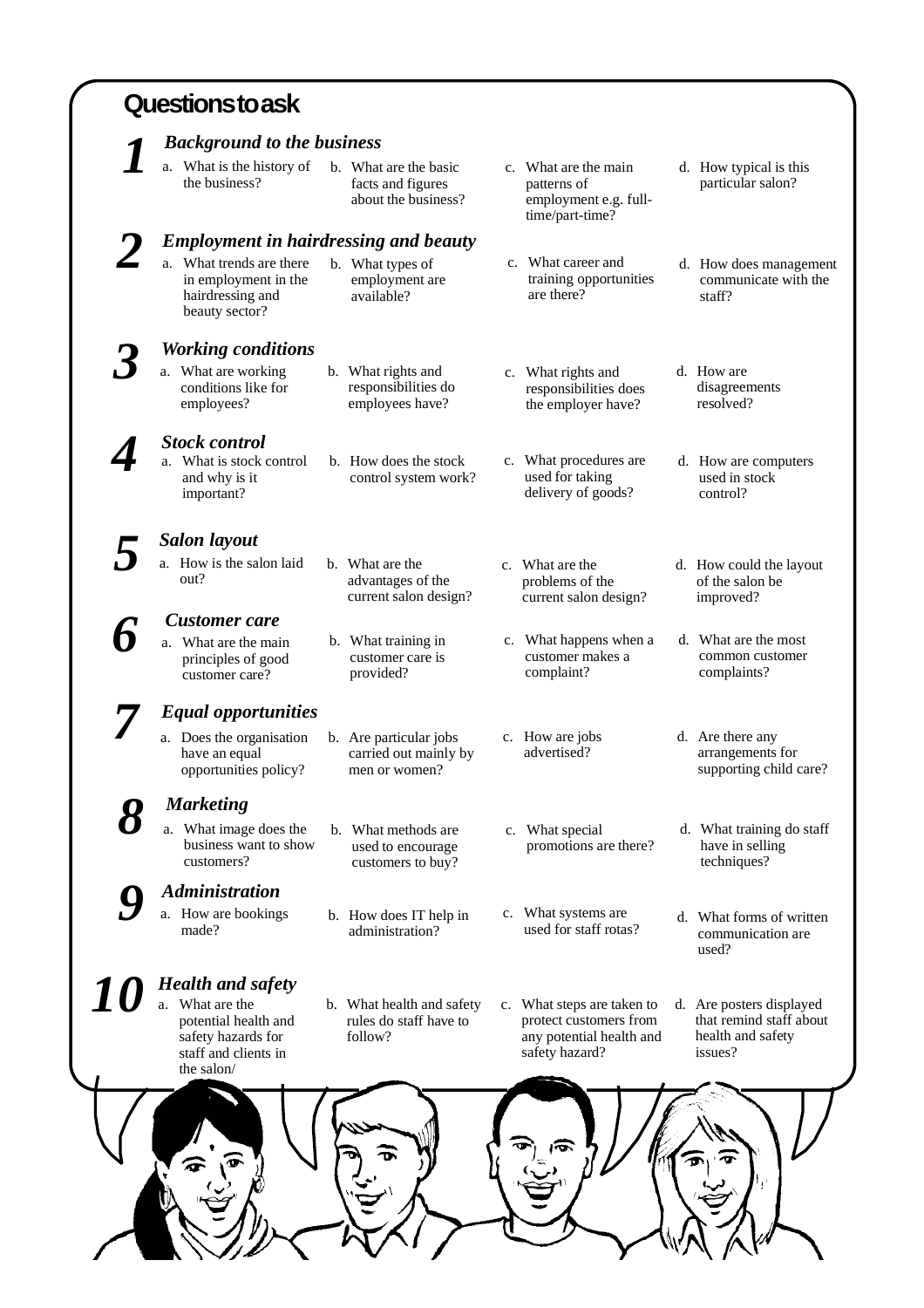# Questions to ask

## 1 Background to the business

a. What is the history of the business?

b. What are the basic facts and figures about the business?

c. What are the main patterns of employment e.g. full-time/part-time?

d. How typical is this particular salon?

## 2 Employment in hairdressing and beauty

a. What trends are there in employment in the hairdressing and beauty sector?

b. What types of employment are available?

c. What career and training opportunities are there?

d. How does management communicate with the staff?

## 3 Working conditions

a. What are working conditions like for employees?

b. What rights and responsibilities do employees have?

c. What rights and responsibilities does the employer have?

d. How are disagreements resolved?

## 4 Stock control

a. What is stock control and why is it important?

b. How does the stock control system work?

c. What procedures are used for taking delivery of goods?

d. How are computers used in stock control?

## 5 Salon layout

a. How is the salon laid out?

b. What are the advantages of the current salon design?

c. What are the problems of the current salon design?

d. How could the layout of the salon be improved?

## 6 Customer care

a. What are the main principles of good customer care?

b. What training in customer care is provided?

c. What happens when a customer makes a complaint?

d. What are the most common customer complaints?

## 7 Equal opportunities

a. Does the organisation have an equal opportunities policy?

b. Are particular jobs carried out mainly by men or women?

c. How are jobs advertised?

d. Are there any arrangements for supporting child care?

## 8 Marketing

a. What image does the business want to show customers?

b. What methods are used to encourage customers to buy?

c. What special promotions are there?

d. What training do staff have in selling techniques?

## 9 Administration

a. How are bookings made?

b. How does IT help in administration?

c. What systems are used for staff rotas?

d. What forms of written communication are used?

## 10 Health and safety

a. What are the potential health and safety hazards for staff and clients in the salon/

b. What health and safety rules do staff have to follow?

c. What steps are taken to protect customers from any potential health and safety hazard?

d. Are posters displayed that remind staff about health and safety issues?